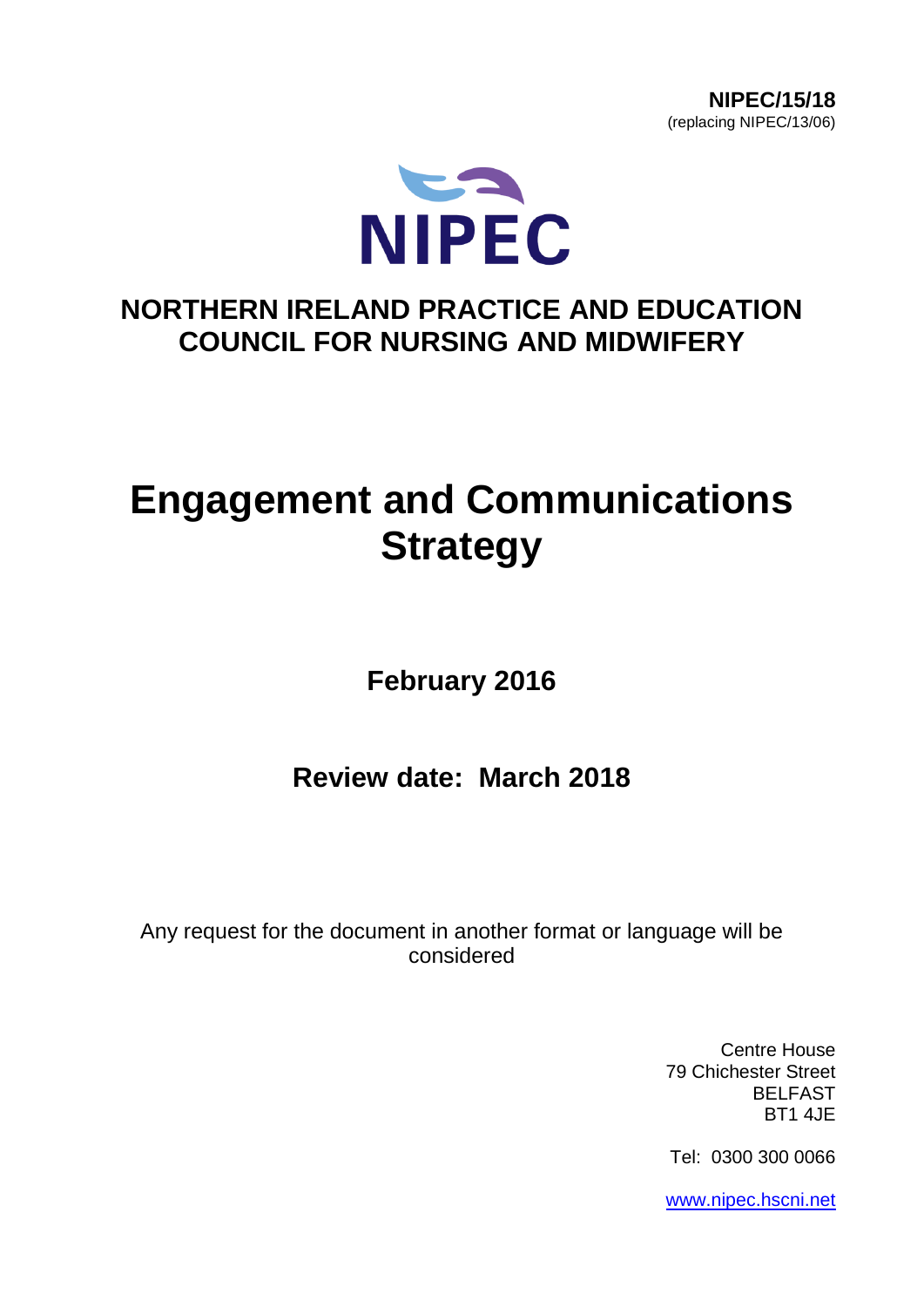**NIPEC/15/18**
(replacing NIPEC/13/06)

NIPEC

**NORTHERN IRELAND PRACTICE AND EDUCATION COUNCIL FOR NURSING AND MIDWIFERY**

# Engagement and Communications Strategy

**February 2016**

**Review date: March 2018**

Any request for the document in another format or language will be considered

Centre House
79 Chichester Street
BELFAST
BT1 4JE

Tel: 0300 300 0066

www.nipec.hscni.net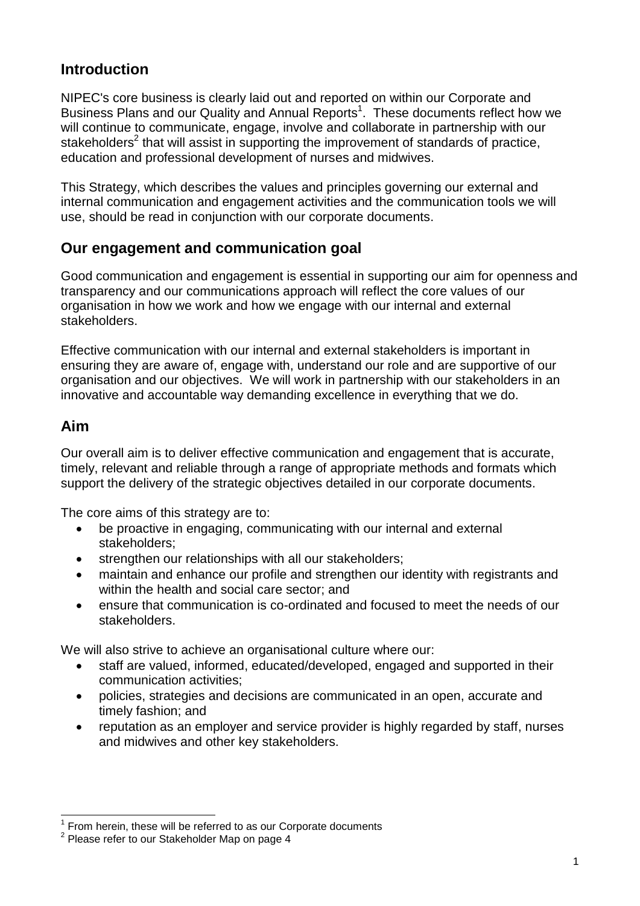## Introduction

NIPEC's core business is clearly laid out and reported on within our Corporate and Business Plans and our Quality and Annual Reports[1]. These documents reflect how we will continue to communicate, engage, involve and collaborate in partnership with our stakeholders[2] that will assist in supporting the improvement of standards of practice, education and professional development of nurses and midwives.

This Strategy, which describes the values and principles governing our external and internal communication and engagement activities and the communication tools we will use, should be read in conjunction with our corporate documents.

## Our engagement and communication goal

Good communication and engagement is essential in supporting our aim for openness and transparency and our communications approach will reflect the core values of our organisation in how we work and how we engage with our internal and external stakeholders.

Effective communication with our internal and external stakeholders is important in ensuring they are aware of, engage with, understand our role and are supportive of our organisation and our objectives. We will work in partnership with our stakeholders in an innovative and accountable way demanding excellence in everything that we do.

## Aim

Our overall aim is to deliver effective communication and engagement that is accurate, timely, relevant and reliable through a range of appropriate methods and formats which support the delivery of the strategic objectives detailed in our corporate documents.

The core aims of this strategy are to:

- be proactive in engaging, communicating with our internal and external stakeholders;
- strengthen our relationships with all our stakeholders;
- maintain and enhance our profile and strengthen our identity with registrants and within the health and social care sector; and
- ensure that communication is co-ordinated and focused to meet the needs of our stakeholders.

We will also strive to achieve an organisational culture where our:

- staff are valued, informed, educated/developed, engaged and supported in their communication activities;
- policies, strategies and decisions are communicated in an open, accurate and timely fashion; and
- reputation as an employer and service provider is highly regarded by staff, nurses and midwives and other key stakeholders.

---

[1] From herein, these will be referred to as our Corporate documents

[2] Please refer to our Stakeholder Map on page 4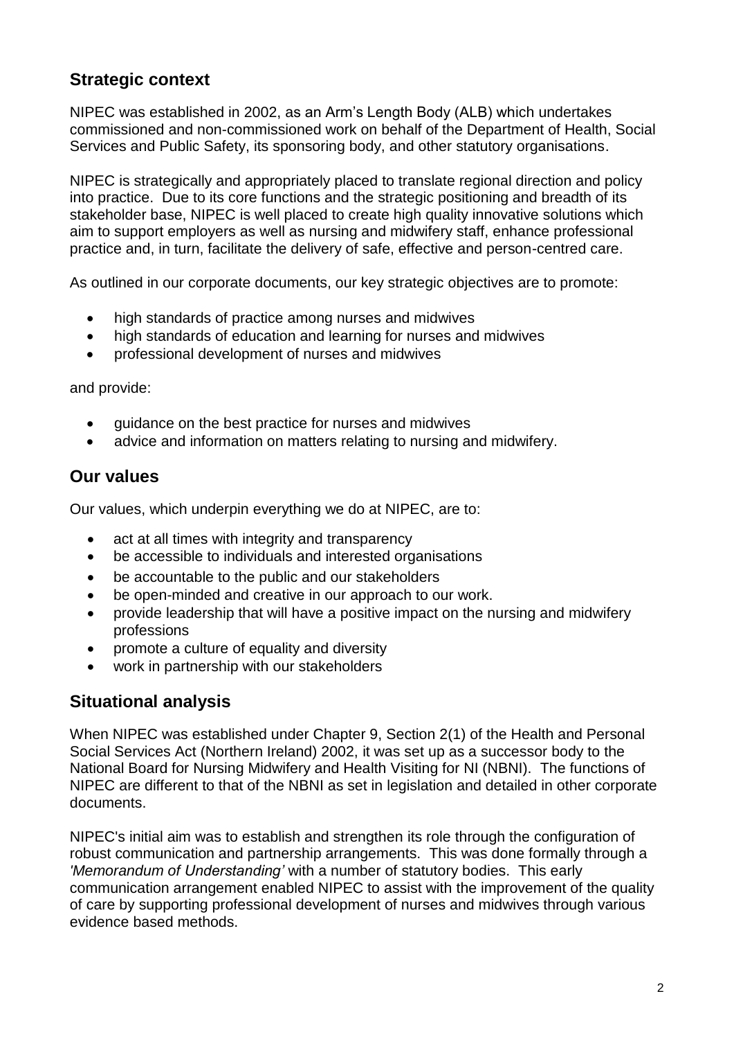## Strategic context

NIPEC was established in 2002, as an Arm's Length Body (ALB) which undertakes commissioned and non-commissioned work on behalf of the Department of Health, Social Services and Public Safety, its sponsoring body, and other statutory organisations.

NIPEC is strategically and appropriately placed to translate regional direction and policy into practice. Due to its core functions and the strategic positioning and breadth of its stakeholder base, NIPEC is well placed to create high quality innovative solutions which aim to support employers as well as nursing and midwifery staff, enhance professional practice and, in turn, facilitate the delivery of safe, effective and person-centred care.

As outlined in our corporate documents, our key strategic objectives are to promote:

- high standards of practice among nurses and midwives
- high standards of education and learning for nurses and midwives
- professional development of nurses and midwives

and provide:

- guidance on the best practice for nurses and midwives
- advice and information on matters relating to nursing and midwifery.

## Our values

Our values, which underpin everything we do at NIPEC, are to:

- act at all times with integrity and transparency
- be accessible to individuals and interested organisations
- be accountable to the public and our stakeholders
- be open-minded and creative in our approach to our work.
- provide leadership that will have a positive impact on the nursing and midwifery professions
- promote a culture of equality and diversity
- work in partnership with our stakeholders

## Situational analysis

When NIPEC was established under Chapter 9, Section 2(1) of the Health and Personal Social Services Act (Northern Ireland) 2002, it was set up as a successor body to the National Board for Nursing Midwifery and Health Visiting for NI (NBNI). The functions of NIPEC are different to that of the NBNI as set in legislation and detailed in other corporate documents.

NIPEC's initial aim was to establish and strengthen its role through the configuration of robust communication and partnership arrangements. This was done formally through a *'Memorandum of Understanding'* with a number of statutory bodies. This early communication arrangement enabled NIPEC to assist with the improvement of the quality of care by supporting professional development of nurses and midwives through various evidence based methods.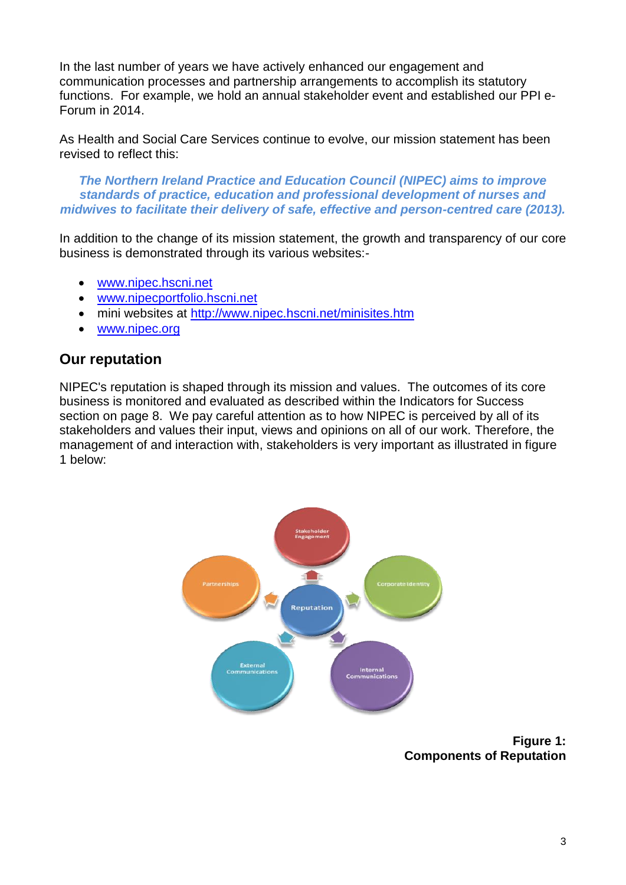In the last number of years we have actively enhanced our engagement and communication processes and partnership arrangements to accomplish its statutory functions. For example, we hold an annual stakeholder event and established our PPI e-Forum in 2014.

As Health and Social Care Services continue to evolve, our mission statement has been revised to reflect this:

***The Northern Ireland Practice and Education Council (NIPEC) aims to improve standards of practice, education and professional development of nurses and midwives to facilitate their delivery of safe, effective and person-centred care (2013).***

In addition to the change of its mission statement, the growth and transparency of our core business is demonstrated through its various websites:-

- www.nipec.hscni.net
- www.nipecportfolio.hscni.net
- mini websites at http://www.nipec.hscni.net/minisites.htm
- www.nipec.org

## Our reputation

NIPEC's reputation is shaped through its mission and values. The outcomes of its core business is monitored and evaluated as described within the Indicators for Success section on page 8. We pay careful attention as to how NIPEC is perceived by all of its stakeholders and values their input, views and opinions on all of our work. Therefore, the management of and interaction with, stakeholders is very important as illustrated in figure 1 below:

Stakeholder Engagement

Partnerships

Reputation

Corporate Identity

External Communications

Internal Communications

**Figure 1: Components of Reputation**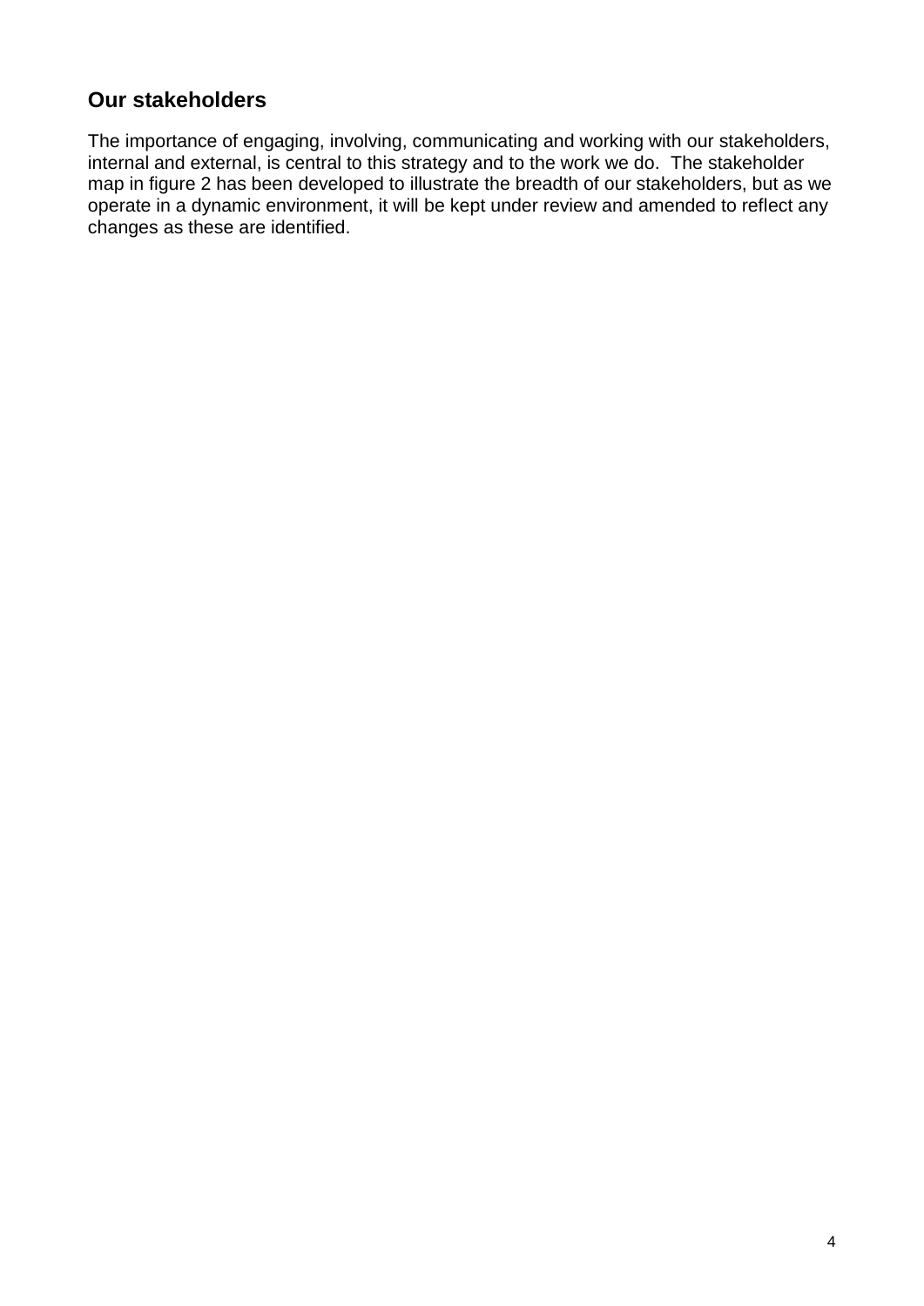## Our stakeholders

The importance of engaging, involving, communicating and working with our stakeholders, internal and external, is central to this strategy and to the work we do. The stakeholder map in figure 2 has been developed to illustrate the breadth of our stakeholders, but as we operate in a dynamic environment, it will be kept under review and amended to reflect any changes as these are identified.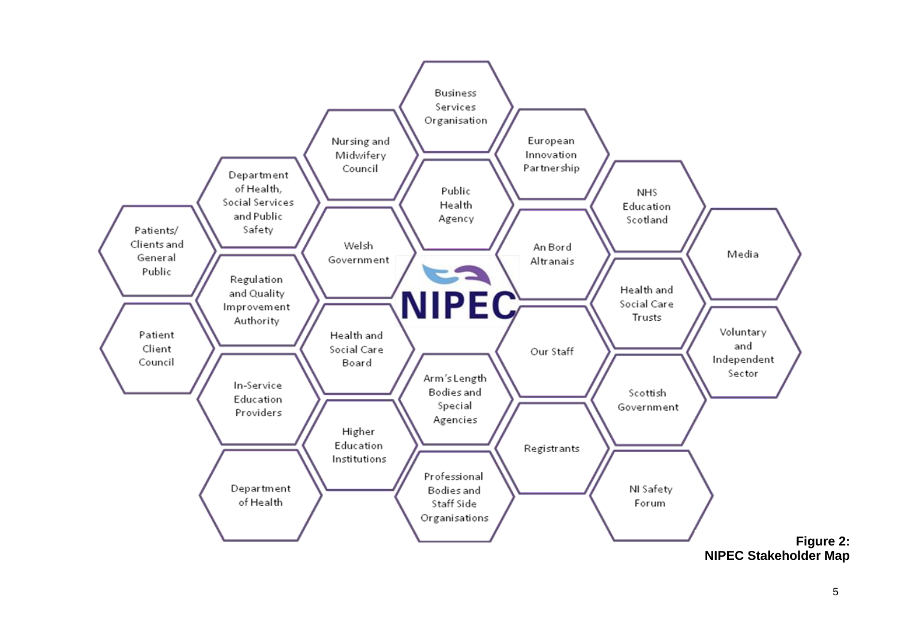Business Services Organisation

Nursing and Midwifery Council

European Innovation Partnership

Department of Health, Social Services and Public Safety

Public Health Agency

NHS Education Scotland

Patients/ Clients and General Public

Welsh Government

An Bord Altranais

Media

Regulation and Quality Improvement Authority

NIPEC

Health and Social Care Trusts

Patient Client Council

Health and Social Care Board

Our Staff

Voluntary and Independent Sector

In-Service Education Providers

Arm's Length Bodies and Special Agencies

Scottish Government

Higher Education Institutions

Registrants

Department of Health

Professional Bodies and Staff Side Organisations

NI Safety Forum

**Figure 2: NIPEC Stakeholder Map**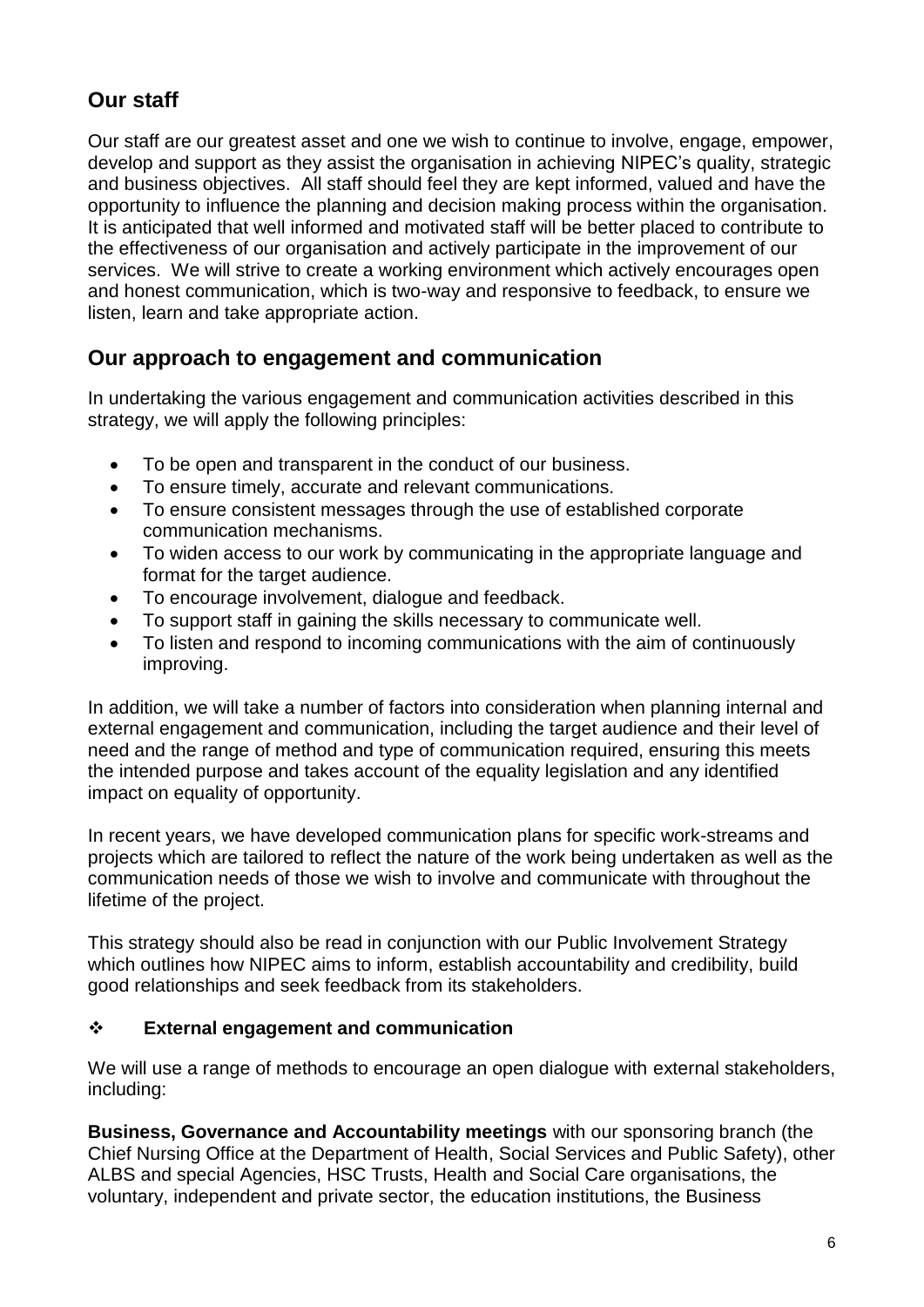## Our staff

Our staff are our greatest asset and one we wish to continue to involve, engage, empower, develop and support as they assist the organisation in achieving NIPEC's quality, strategic and business objectives. All staff should feel they are kept informed, valued and have the opportunity to influence the planning and decision making process within the organisation. It is anticipated that well informed and motivated staff will be better placed to contribute to the effectiveness of our organisation and actively participate in the improvement of our services. We will strive to create a working environment which actively encourages open and honest communication, which is two-way and responsive to feedback, to ensure we listen, learn and take appropriate action.

## Our approach to engagement and communication

In undertaking the various engagement and communication activities described in this strategy, we will apply the following principles:

- To be open and transparent in the conduct of our business.
- To ensure timely, accurate and relevant communications.
- To ensure consistent messages through the use of established corporate communication mechanisms.
- To widen access to our work by communicating in the appropriate language and format for the target audience.
- To encourage involvement, dialogue and feedback.
- To support staff in gaining the skills necessary to communicate well.
- To listen and respond to incoming communications with the aim of continuously improving.

In addition, we will take a number of factors into consideration when planning internal and external engagement and communication, including the target audience and their level of need and the range of method and type of communication required, ensuring this meets the intended purpose and takes account of the equality legislation and any identified impact on equality of opportunity.

In recent years, we have developed communication plans for specific work-streams and projects which are tailored to reflect the nature of the work being undertaken as well as the communication needs of those we wish to involve and communicate with throughout the lifetime of the project.

This strategy should also be read in conjunction with our Public Involvement Strategy which outlines how NIPEC aims to inform, establish accountability and credibility, build good relationships and seek feedback from its stakeholders.

### ❖ External engagement and communication

We will use a range of methods to encourage an open dialogue with external stakeholders, including:

**Business, Governance and Accountability meetings** with our sponsoring branch (the Chief Nursing Office at the Department of Health, Social Services and Public Safety), other ALBS and special Agencies, HSC Trusts, Health and Social Care organisations, the voluntary, independent and private sector, the education institutions, the Business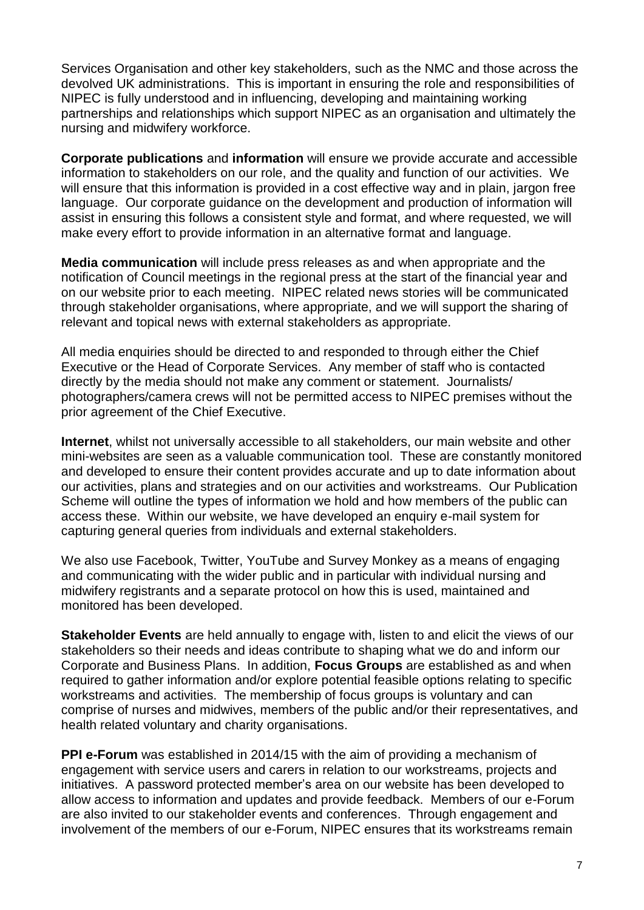Services Organisation and other key stakeholders, such as the NMC and those across the devolved UK administrations. This is important in ensuring the role and responsibilities of NIPEC is fully understood and in influencing, developing and maintaining working partnerships and relationships which support NIPEC as an organisation and ultimately the nursing and midwifery workforce.

**Corporate publications** and **information** will ensure we provide accurate and accessible information to stakeholders on our role, and the quality and function of our activities. We will ensure that this information is provided in a cost effective way and in plain, jargon free language. Our corporate guidance on the development and production of information will assist in ensuring this follows a consistent style and format, and where requested, we will make every effort to provide information in an alternative format and language.

**Media communication** will include press releases as and when appropriate and the notification of Council meetings in the regional press at the start of the financial year and on our website prior to each meeting. NIPEC related news stories will be communicated through stakeholder organisations, where appropriate, and we will support the sharing of relevant and topical news with external stakeholders as appropriate.

All media enquiries should be directed to and responded to through either the Chief Executive or the Head of Corporate Services. Any member of staff who is contacted directly by the media should not make any comment or statement. Journalists/ photographers/camera crews will not be permitted access to NIPEC premises without the prior agreement of the Chief Executive.

**Internet**, whilst not universally accessible to all stakeholders, our main website and other mini-websites are seen as a valuable communication tool. These are constantly monitored and developed to ensure their content provides accurate and up to date information about our activities, plans and strategies and on our activities and workstreams. Our Publication Scheme will outline the types of information we hold and how members of the public can access these. Within our website, we have developed an enquiry e-mail system for capturing general queries from individuals and external stakeholders.

We also use Facebook, Twitter, YouTube and Survey Monkey as a means of engaging and communicating with the wider public and in particular with individual nursing and midwifery registrants and a separate protocol on how this is used, maintained and monitored has been developed.

**Stakeholder Events** are held annually to engage with, listen to and elicit the views of our stakeholders so their needs and ideas contribute to shaping what we do and inform our Corporate and Business Plans. In addition, **Focus Groups** are established as and when required to gather information and/or explore potential feasible options relating to specific workstreams and activities. The membership of focus groups is voluntary and can comprise of nurses and midwives, members of the public and/or their representatives, and health related voluntary and charity organisations.

**PPI e-Forum** was established in 2014/15 with the aim of providing a mechanism of engagement with service users and carers in relation to our workstreams, projects and initiatives. A password protected member's area on our website has been developed to allow access to information and updates and provide feedback. Members of our e-Forum are also invited to our stakeholder events and conferences. Through engagement and involvement of the members of our e-Forum, NIPEC ensures that its workstreams remain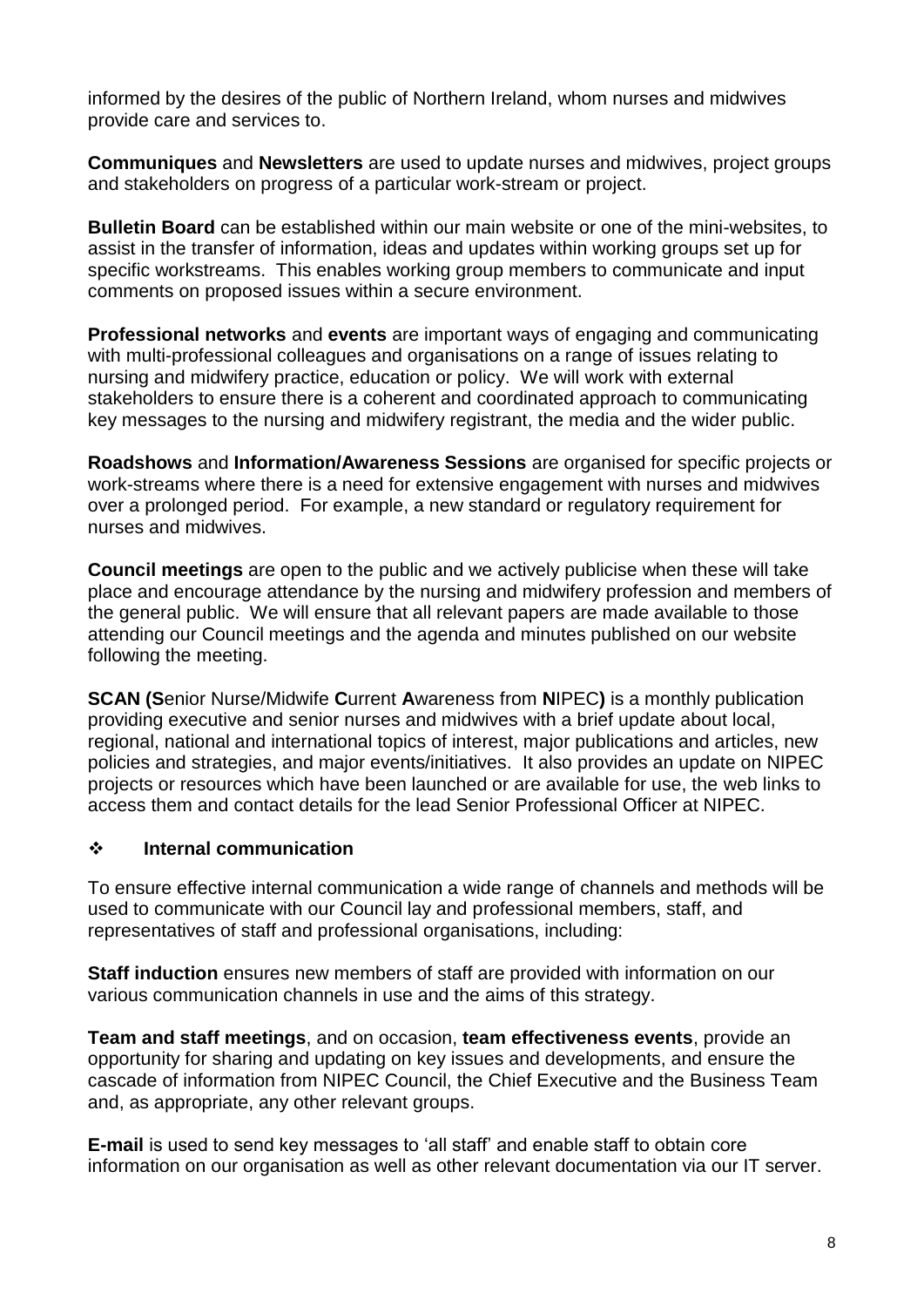informed by the desires of the public of Northern Ireland, whom nurses and midwives provide care and services to.

**Communiques** and **Newsletters** are used to update nurses and midwives, project groups and stakeholders on progress of a particular work-stream or project.

**Bulletin Board** can be established within our main website or one of the mini-websites, to assist in the transfer of information, ideas and updates within working groups set up for specific workstreams. This enables working group members to communicate and input comments on proposed issues within a secure environment.

**Professional networks** and **events** are important ways of engaging and communicating with multi-professional colleagues and organisations on a range of issues relating to nursing and midwifery practice, education or policy. We will work with external stakeholders to ensure there is a coherent and coordinated approach to communicating key messages to the nursing and midwifery registrant, the media and the wider public.

**Roadshows** and **Information/Awareness Sessions** are organised for specific projects or work-streams where there is a need for extensive engagement with nurses and midwives over a prolonged period. For example, a new standard or regulatory requirement for nurses and midwives.

**Council meetings** are open to the public and we actively publicise when these will take place and encourage attendance by the nursing and midwifery profession and members of the general public. We will ensure that all relevant papers are made available to those attending our Council meetings and the agenda and minutes published on our website following the meeting.

**SCAN (S**enior Nurse/Midwife **C**urrent **A**wareness from **N**IPEC**)** is a monthly publication providing executive and senior nurses and midwives with a brief update about local, regional, national and international topics of interest, major publications and articles, new policies and strategies, and major events/initiatives. It also provides an update on NIPEC projects or resources which have been launched or are available for use, the web links to access them and contact details for the lead Senior Professional Officer at NIPEC.

### ❖ Internal communication

To ensure effective internal communication a wide range of channels and methods will be used to communicate with our Council lay and professional members, staff, and representatives of staff and professional organisations, including:

**Staff induction** ensures new members of staff are provided with information on our various communication channels in use and the aims of this strategy.

**Team and staff meetings**, and on occasion, **team effectiveness events**, provide an opportunity for sharing and updating on key issues and developments, and ensure the cascade of information from NIPEC Council, the Chief Executive and the Business Team and, as appropriate, any other relevant groups.

**E-mail** is used to send key messages to 'all staff' and enable staff to obtain core information on our organisation as well as other relevant documentation via our IT server.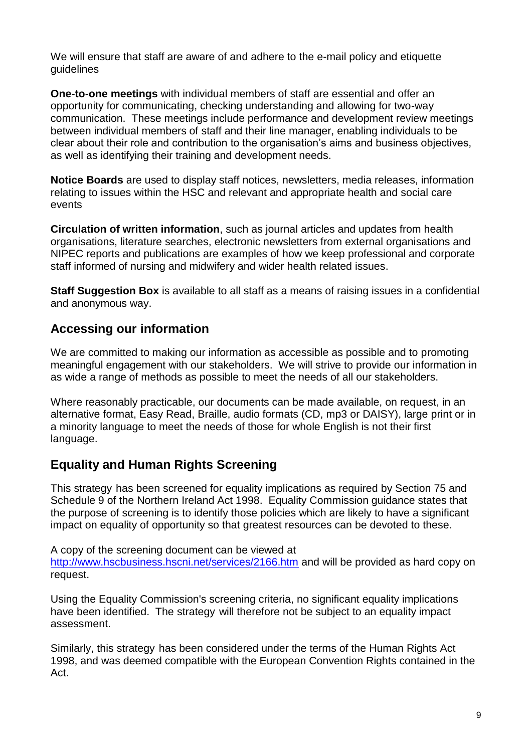We will ensure that staff are aware of and adhere to the e-mail policy and etiquette guidelines

**One-to-one meetings** with individual members of staff are essential and offer an opportunity for communicating, checking understanding and allowing for two-way communication. These meetings include performance and development review meetings between individual members of staff and their line manager, enabling individuals to be clear about their role and contribution to the organisation's aims and business objectives, as well as identifying their training and development needs.

**Notice Boards** are used to display staff notices, newsletters, media releases, information relating to issues within the HSC and relevant and appropriate health and social care events

**Circulation of written information**, such as journal articles and updates from health organisations, literature searches, electronic newsletters from external organisations and NIPEC reports and publications are examples of how we keep professional and corporate staff informed of nursing and midwifery and wider health related issues.

**Staff Suggestion Box** is available to all staff as a means of raising issues in a confidential and anonymous way.

## Accessing our information

We are committed to making our information as accessible as possible and to promoting meaningful engagement with our stakeholders. We will strive to provide our information in as wide a range of methods as possible to meet the needs of all our stakeholders.

Where reasonably practicable, our documents can be made available, on request, in an alternative format, Easy Read, Braille, audio formats (CD, mp3 or DAISY), large print or in a minority language to meet the needs of those for whole English is not their first language.

## Equality and Human Rights Screening

This strategy has been screened for equality implications as required by Section 75 and Schedule 9 of the Northern Ireland Act 1998. Equality Commission guidance states that the purpose of screening is to identify those policies which are likely to have a significant impact on equality of opportunity so that greatest resources can be devoted to these.

A copy of the screening document can be viewed at http://www.hscbusiness.hscni.net/services/2166.htm and will be provided as hard copy on request.

Using the Equality Commission's screening criteria, no significant equality implications have been identified. The strategy will therefore not be subject to an equality impact assessment.

Similarly, this strategy has been considered under the terms of the Human Rights Act 1998, and was deemed compatible with the European Convention Rights contained in the Act.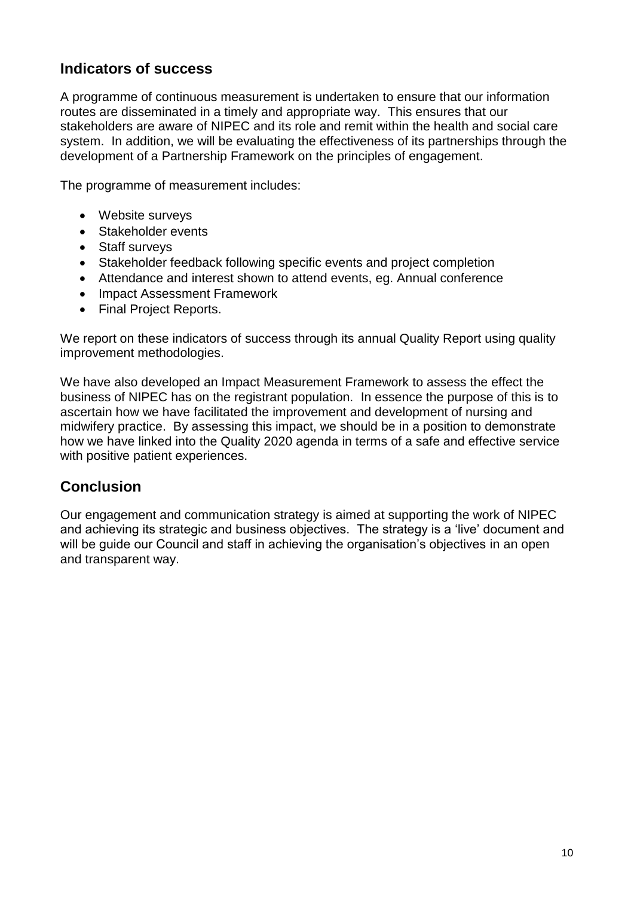## Indicators of success

A programme of continuous measurement is undertaken to ensure that our information routes are disseminated in a timely and appropriate way. This ensures that our stakeholders are aware of NIPEC and its role and remit within the health and social care system. In addition, we will be evaluating the effectiveness of its partnerships through the development of a Partnership Framework on the principles of engagement.

The programme of measurement includes:

- Website surveys
- Stakeholder events
- Staff surveys
- Stakeholder feedback following specific events and project completion
- Attendance and interest shown to attend events, eg. Annual conference
- Impact Assessment Framework
- Final Project Reports.

We report on these indicators of success through its annual Quality Report using quality improvement methodologies.

We have also developed an Impact Measurement Framework to assess the effect the business of NIPEC has on the registrant population. In essence the purpose of this is to ascertain how we have facilitated the improvement and development of nursing and midwifery practice. By assessing this impact, we should be in a position to demonstrate how we have linked into the Quality 2020 agenda in terms of a safe and effective service with positive patient experiences.

## Conclusion

Our engagement and communication strategy is aimed at supporting the work of NIPEC and achieving its strategic and business objectives. The strategy is a 'live' document and will be guide our Council and staff in achieving the organisation's objectives in an open and transparent way.